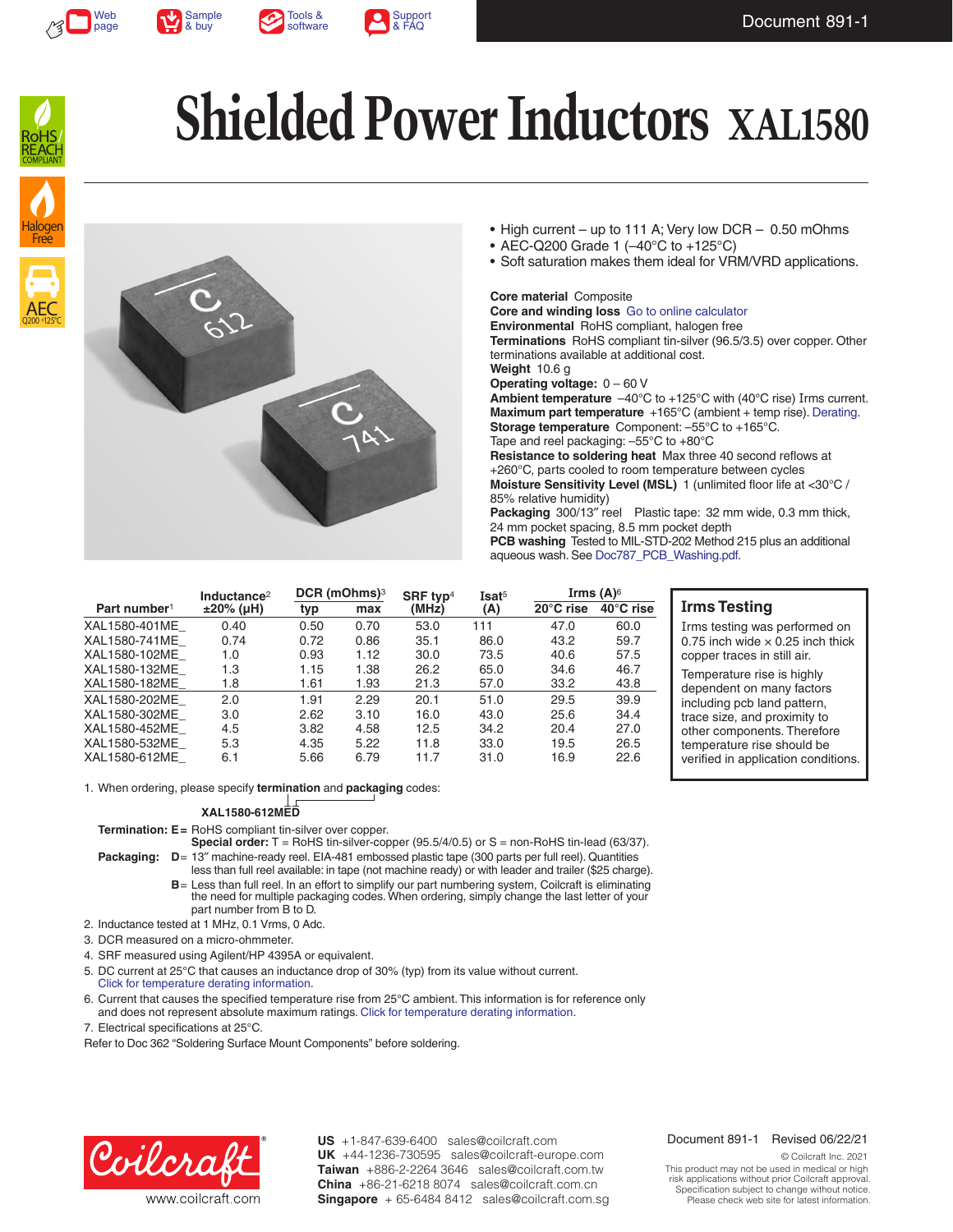# Shielded Power Inductors XAL1580

- High current – up to 111 A; Very low DCR – 0.50 mOhms
- AEC-Q200 Grade 1 (–40°C to +125°C)
- Soft saturation makes them ideal for VRM/VRD applications.

**Core material** Composite
**Core and winding loss** Go to online calculator
**Environmental** RoHS compliant, halogen free
**Terminations** RoHS compliant tin-silver (96.5/3.5) over copper. Other terminations available at additional cost.
**Weight** 10.6 g
**Operating voltage:** 0 – 60 V
**Ambient temperature** –40°C to +125°C with (40°C rise) Irms current.
**Maximum part temperature** +165°C (ambient + temp rise). Derating.
**Storage temperature** Component: –55°C to +165°C. Tape and reel packaging: –55°C to +80°C
**Resistance to soldering heat** Max three 40 second reflows at +260°C, parts cooled to room temperature between cycles
**Moisture Sensitivity Level (MSL)** 1 (unlimited floor life at <30°C / 85% relative humidity)
**Packaging** 300/13″ reel Plastic tape: 32 mm wide, 0.3 mm thick, 24 mm pocket spacing, 8.5 mm pocket depth
**PCB washing** Tested to MIL-STD-202 Method 215 plus an additional aqueous wash. See Doc787_PCB_Washing.pdf.

| Part number[1] | Inductance[2] ±20% (µH) | DCR (mOhms)[3] typ | DCR (mOhms)[3] max | SRF typ[4] (MHz) | Isat[5] (A) | Irms (A)[6] 20°C rise | Irms (A)[6] 40°C rise |
|---|---|---|---|---|---|---|---|
| XAL1580-401ME_ | 0.40 | 0.50 | 0.70 | 53.0 | 111 | 47.0 | 60.0 |
| XAL1580-741ME_ | 0.74 | 0.72 | 0.86 | 35.1 | 86.0 | 43.2 | 59.7 |
| XAL1580-102ME_ | 1.0 | 0.93 | 1.12 | 30.0 | 73.5 | 40.6 | 57.5 |
| XAL1580-132ME_ | 1.3 | 1.15 | 1.38 | 26.2 | 65.0 | 34.6 | 46.7 |
| XAL1580-182ME_ | 1.8 | 1.61 | 1.93 | 21.3 | 57.0 | 33.2 | 43.8 |
| XAL1580-202ME_ | 2.0 | 1.91 | 2.29 | 20.1 | 51.0 | 29.5 | 39.9 |
| XAL1580-302ME_ | 3.0 | 2.62 | 3.10 | 16.0 | 43.0 | 25.6 | 34.4 |
| XAL1580-452ME_ | 4.5 | 3.82 | 4.58 | 12.5 | 34.2 | 20.4 | 27.0 |
| XAL1580-532ME_ | 5.3 | 4.35 | 5.22 | 11.8 | 33.0 | 19.5 | 26.5 |
| XAL1580-612ME_ | 6.1 | 5.66 | 6.79 | 11.7 | 31.0 | 16.9 | 22.6 |

### Irms Testing

Irms testing was performed on 0.75 inch wide × 0.25 inch thick copper traces in still air.

Temperature rise is highly dependent on many factors including pcb land pattern, trace size, and proximity to other components. Therefore temperature rise should be verified in application conditions.

1. When ordering, please specify **termination** and **packaging** codes:

   **XAL1580-612MED**

   **Termination: E** = RoHS compliant tin-silver over copper.
   **Special order:** T = RoHS tin-silver-copper (95.5/4/0.5) or S = non-RoHS tin-lead (63/37).

   **Packaging: D** = 13″ machine-ready reel. EIA-481 embossed plastic tape (300 parts per full reel). Quantities less than full reel available: in tape (not machine ready) or with leader and trailer ($25 charge).
   **B** = Less than full reel. In an effort to simplify our part numbering system, Coilcraft is eliminating the need for multiple packaging codes. When ordering, simply change the last letter of your part number from B to D.
2. Inductance tested at 1 MHz, 0.1 Vrms, 0 Adc.
3. DCR measured on a micro-ohmmeter.
4. SRF measured using Agilent/HP 4395A or equivalent.
5. DC current at 25°C that causes an inductance drop of 30% (typ) from its value without current. Click for temperature derating information.
6. Current that causes the specified temperature rise from 25°C ambient. This information is for reference only and does not represent absolute maximum ratings. Click for temperature derating information.
7. Electrical specifications at 25°C.

Refer to Doc 362 "Soldering Surface Mount Components" before soldering.

Coilcraft® www.coilcraft.com

**US** +1-847-639-6400 sales@coilcraft.com
**UK** +44-1236-730595 sales@coilcraft-europe.com
**Taiwan** +886-2-2264 3646 sales@coilcraft.com.tw
**China** +86-21-6218 8074 sales@coilcraft.com.cn
**Singapore** + 65-6484 8412 sales@coilcraft.com.sg

Document 891-1 Revised 06/22/21

© Coilcraft Inc. 2021
This product may not be used in medical or high risk applications without prior Coilcraft approval. Specification subject to change without notice. Please check web site for latest information.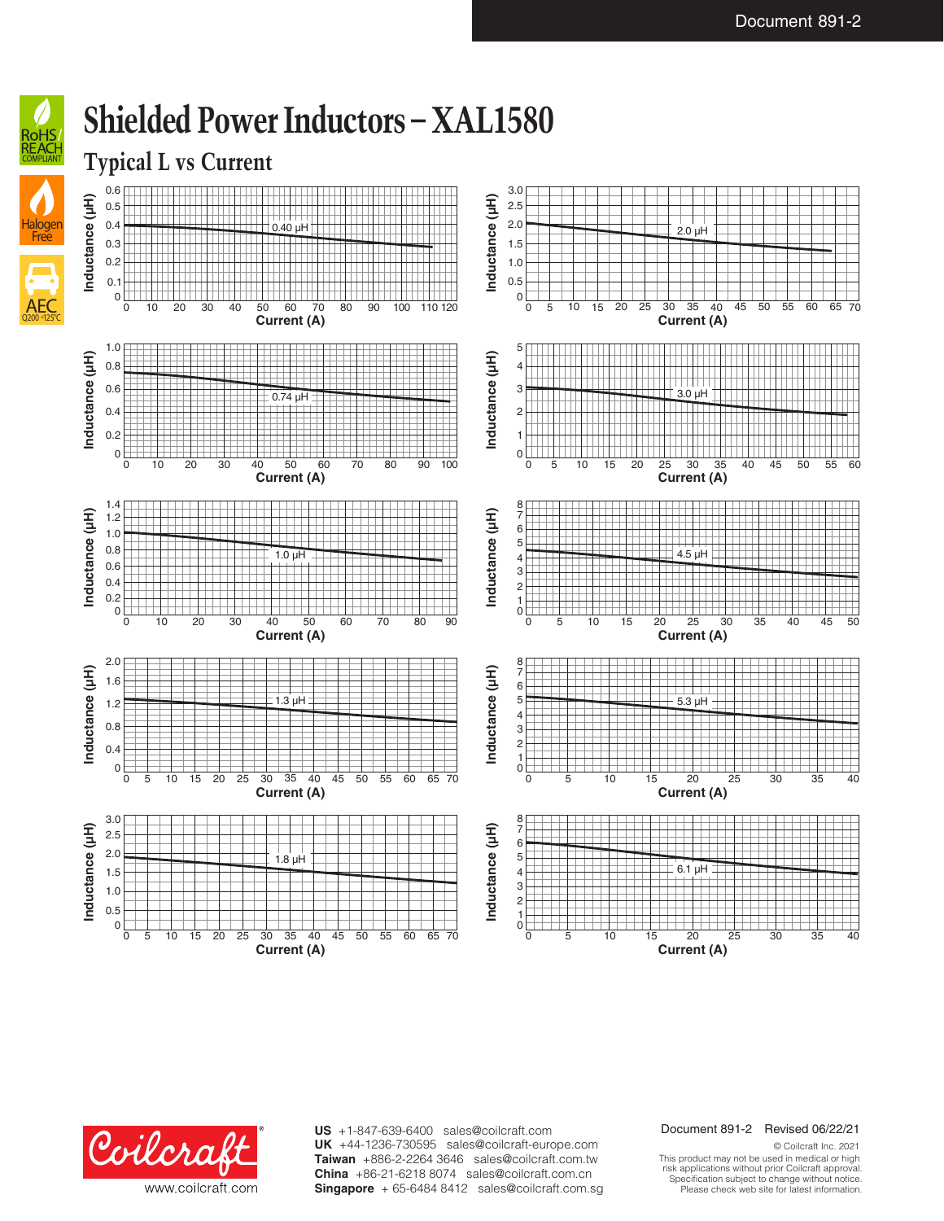# Shielded Power Inductors – XAL1580

## Typical L vs Current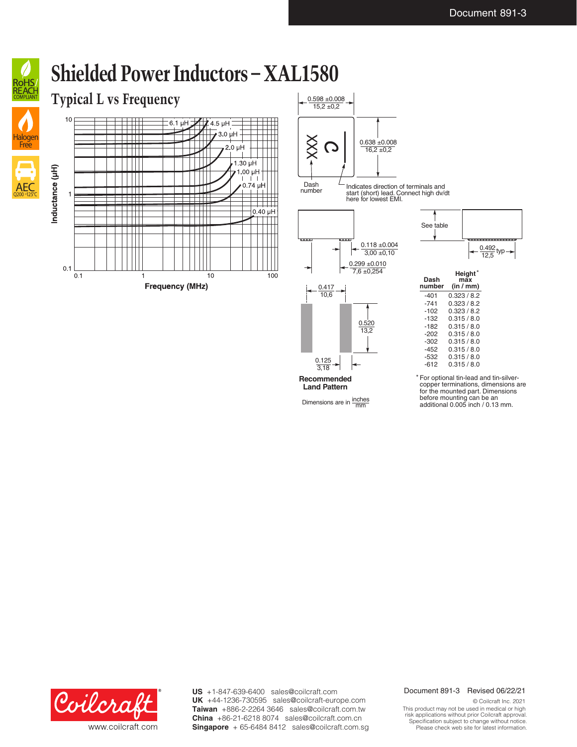# Shielded Power Inductors – XAL1580

## Typical L vs Frequency

Inductance (µH)

10
1
0.1

0.1
1
10
100

Frequency (MHz)

6.1 µH
4.5 µH
3.0 µH
2.0 µH
1.30 µH
1.00 µH
0.74 µH
0.40 µH

0.598 ±0.008 / 15,2 ±0,2

0.638 ±0.008 / 16,2 ±0,2

XXX

Dash number

Indicates direction of terminals and start (short) lead. Connect high dv/dt here for lowest EMI.

0.118 ±0.004 / 3,00 ±0,10

0.299 ±0.010 / 7,6 ±0,254

See table

0.492 / 12,5 typ

0.417 / 10,6

0.520 / 13,2

0.125 / 3,18

**Recommended Land Pattern**

Dimensions are in inches / mm

| Dash number | Height* max (in / mm) |
|---|---|
| -401 | 0.323 / 8.2 |
| -741 | 0.323 / 8.2 |
| -102 | 0.323 / 8.2 |
| -132 | 0.315 / 8.0 |
| -182 | 0.315 / 8.0 |
| -202 | 0.315 / 8.0 |
| -302 | 0.315 / 8.0 |
| -452 | 0.315 / 8.0 |
| -532 | 0.315 / 8.0 |
| -612 | 0.315 / 8.0 |

* For optional tin-lead and tin-silver-copper terminations, dimensions are for the mounted part. Dimensions before mounting can be an additional 0.005 inch / 0.13 mm.

**US** +1-847-639-6400 sales@coilcraft.com
**UK** +44-1236-730595 sales@coilcraft-europe.com
**Taiwan** +886-2-2264 3646 sales@coilcraft.com.tw
**China** +86-21-6218 8074 sales@coilcraft.com.cn
**Singapore** + 65-6484 8412 sales@coilcraft.com.sg

www.coilcraft.com

Document 891-3 Revised 06/22/21

© Coilcraft Inc. 2021
This product may not be used in medical or high risk applications without prior Coilcraft approval.
Specification subject to change without notice.
Please check web site for latest information.